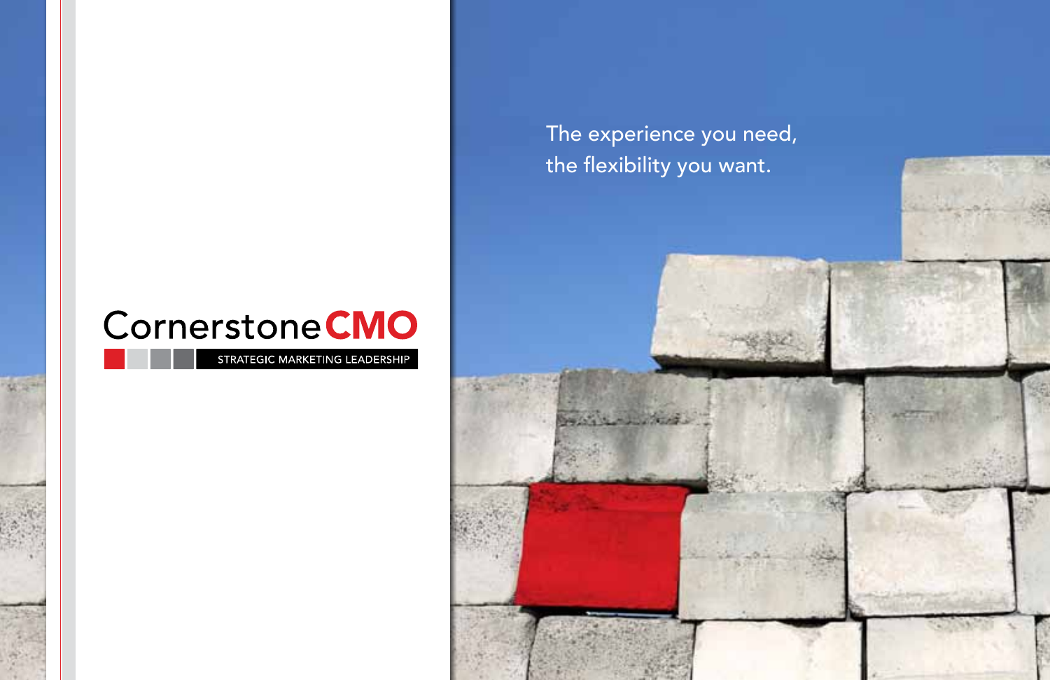# CornerstoneCMO

STRATEGIC MARKETING LEADERSHIP

The experience you need,
the flexibility you want.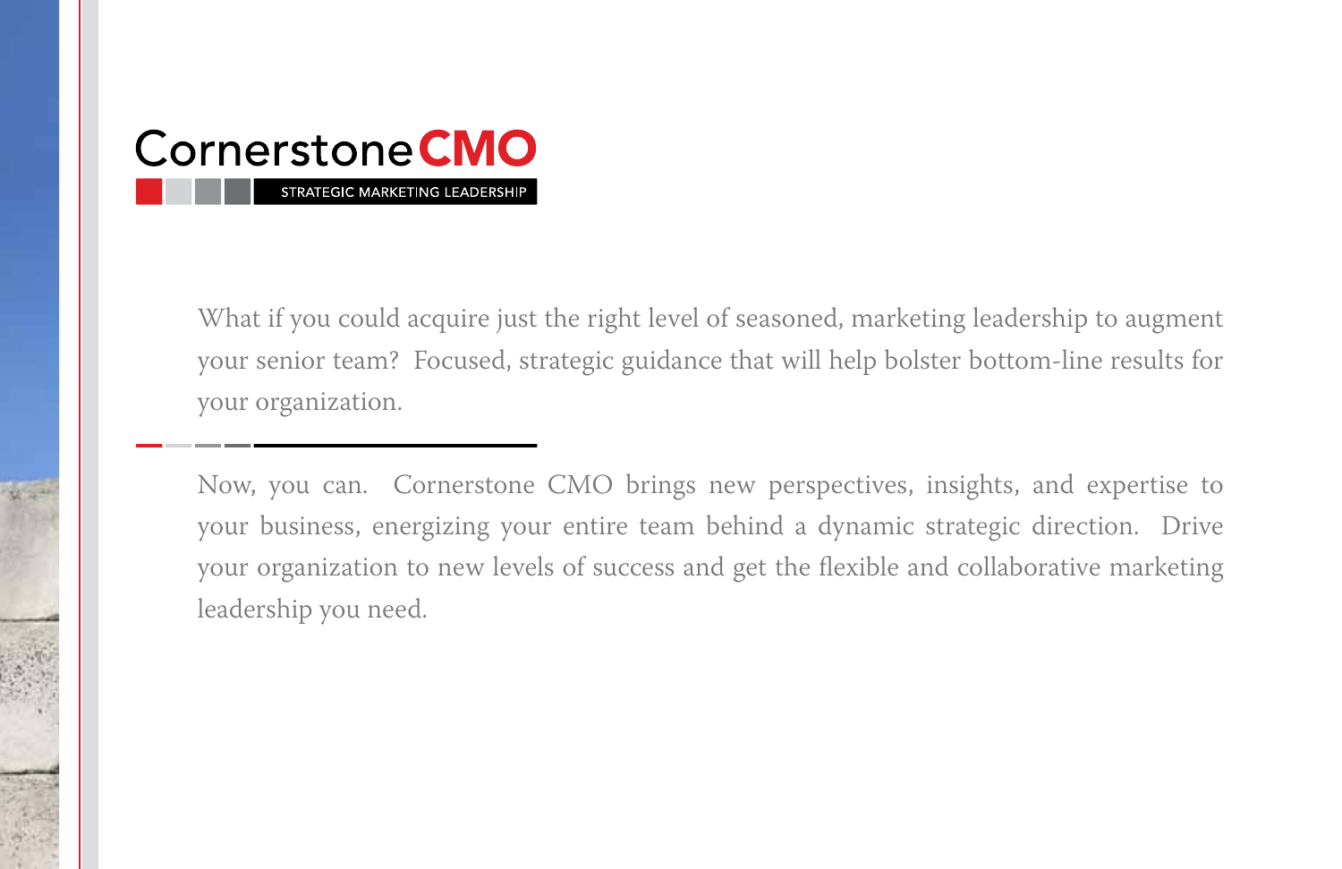# Cornerstone CMO

STRATEGIC MARKETING LEADERSHIP

What if you could acquire just the right level of seasoned, marketing leadership to augment your senior team? Focused, strategic guidance that will help bolster bottom-line results for your organization.

Now, you can. Cornerstone CMO brings new perspectives, insights, and expertise to your business, energizing your entire team behind a dynamic strategic direction. Drive your organization to new levels of success and get the flexible and collaborative marketing leadership you need.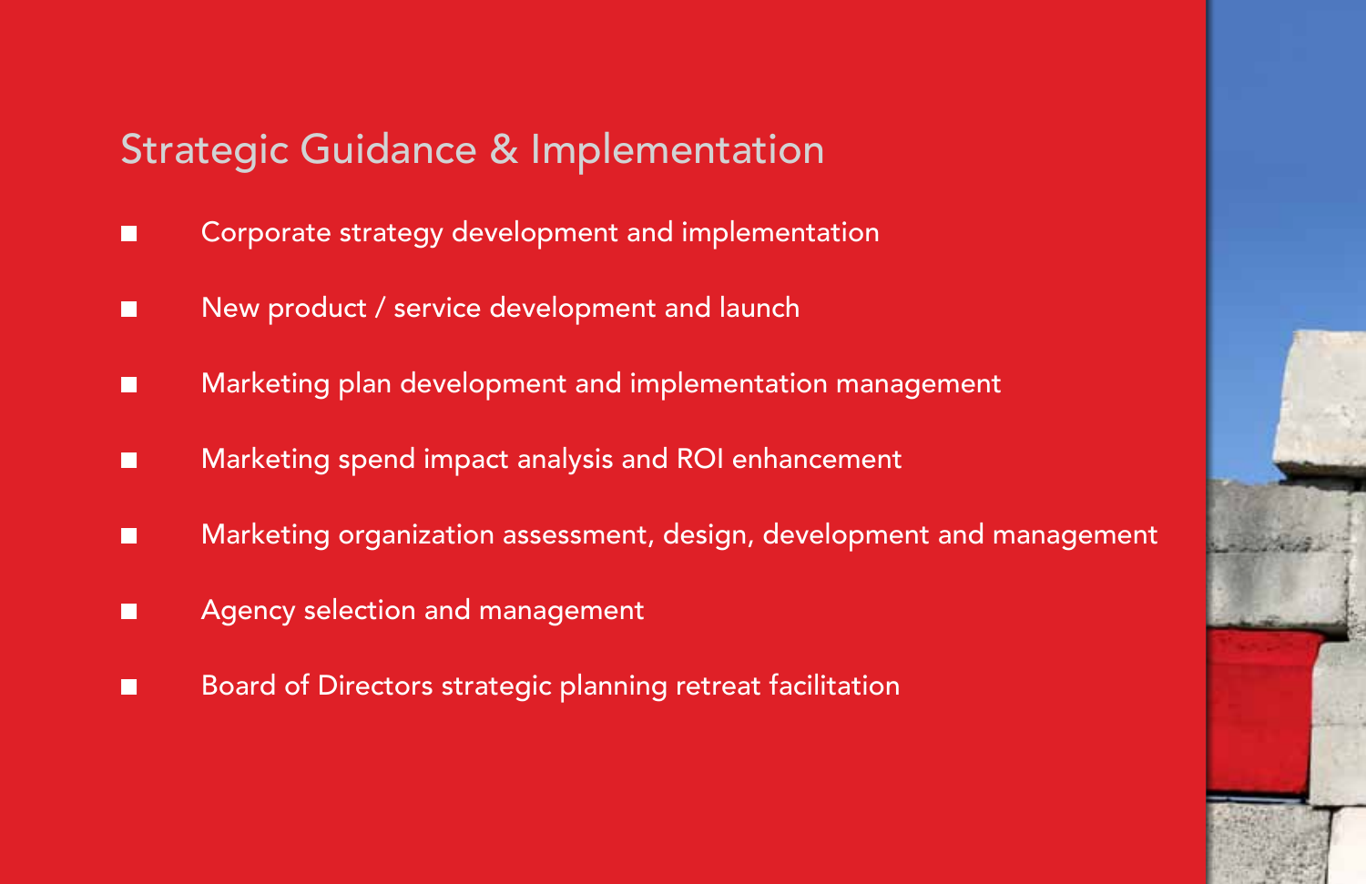## Strategic Guidance & Implementation

- Corporate strategy development and implementation
- New product / service development and launch
- Marketing plan development and implementation management
- Marketing spend impact analysis and ROI enhancement
- Marketing organization assessment, design, development and management
- Agency selection and management
- Board of Directors strategic planning retreat facilitation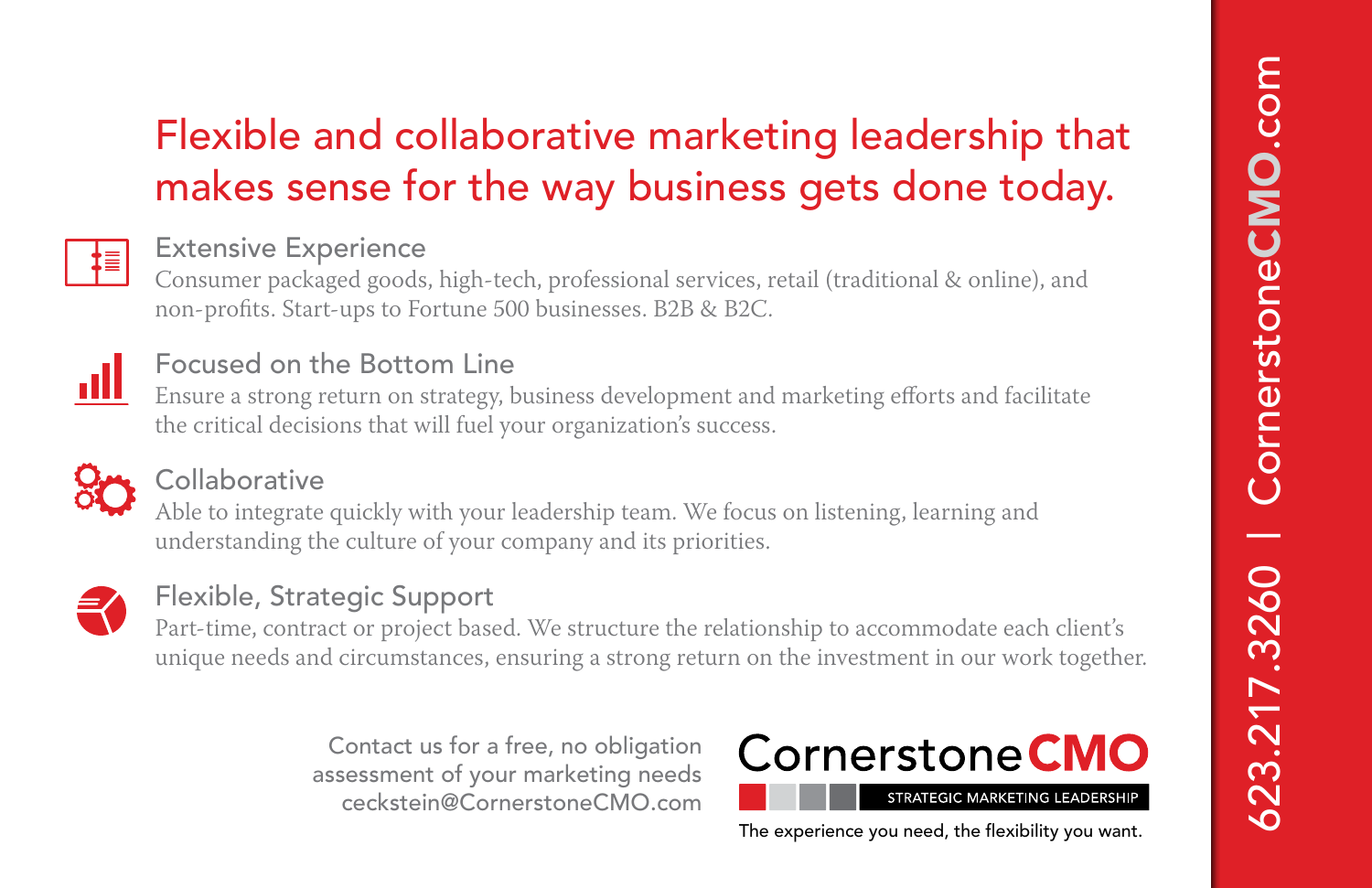# Flexible and collaborative marketing leadership that makes sense for the way business gets done today.

### Extensive Experience

Consumer packaged goods, high-tech, professional services, retail (traditional & online), and non-profits. Start-ups to Fortune 500 businesses. B2B & B2C.

### Focused on the Bottom Line

Ensure a strong return on strategy, business development and marketing efforts and facilitate the critical decisions that will fuel your organization's success.

### Collaborative

Able to integrate quickly with your leadership team. We focus on listening, learning and understanding the culture of your company and its priorities.

### Flexible, Strategic Support

Part-time, contract or project based. We structure the relationship to accommodate each client's unique needs and circumstances, ensuring a strong return on the investment in our work together.

Contact us for a free, no obligation assessment of your marketing needs
ceckstein@CornerstoneCMO.com

**CornerstoneCMO**
STRATEGIC MARKETING LEADERSHIP
The experience you need, the flexibility you want.

623.217.3260 | CornerstoneCMO.com